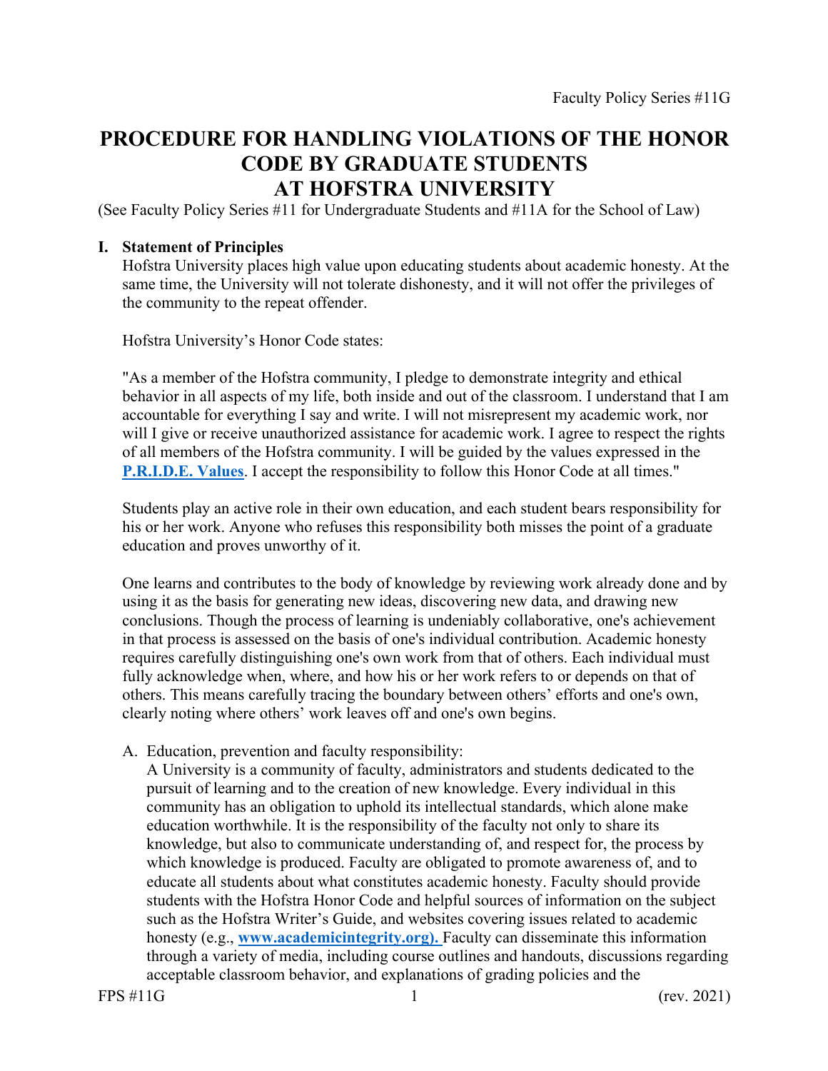Faculty Policy Series #11G

# PROCEDURE FOR HANDLING VIOLATIONS OF THE HONOR CODE BY GRADUATE STUDENTS AT HOFSTRA UNIVERSITY

(See Faculty Policy Series #11 for Undergraduate Students and #11A for the School of Law)

## I. Statement of Principles

Hofstra University places high value upon educating students about academic honesty. At the same time, the University will not tolerate dishonesty, and it will not offer the privileges of the community to the repeat offender.

Hofstra University's Honor Code states:

"As a member of the Hofstra community, I pledge to demonstrate integrity and ethical behavior in all aspects of my life, both inside and out of the classroom. I understand that I am accountable for everything I say and write. I will not misrepresent my academic work, nor will I give or receive unauthorized assistance for academic work. I agree to respect the rights of all members of the Hofstra community. I will be guided by the values expressed in the **P.R.I.D.E. Values**. I accept the responsibility to follow this Honor Code at all times."

Students play an active role in their own education, and each student bears responsibility for his or her work. Anyone who refuses this responsibility both misses the point of a graduate education and proves unworthy of it.

One learns and contributes to the body of knowledge by reviewing work already done and by using it as the basis for generating new ideas, discovering new data, and drawing new conclusions. Though the process of learning is undeniably collaborative, one's achievement in that process is assessed on the basis of one's individual contribution. Academic honesty requires carefully distinguishing one's own work from that of others. Each individual must fully acknowledge when, where, and how his or her work refers to or depends on that of others. This means carefully tracing the boundary between others' efforts and one's own, clearly noting where others' work leaves off and one's own begins.

A. Education, prevention and faculty responsibility:
   A University is a community of faculty, administrators and students dedicated to the pursuit of learning and to the creation of new knowledge. Every individual in this community has an obligation to uphold its intellectual standards, which alone make education worthwhile. It is the responsibility of the faculty not only to share its knowledge, but also to communicate understanding of, and respect for, the process by which knowledge is produced. Faculty are obligated to promote awareness of, and to educate all students about what constitutes academic honesty. Faculty should provide students with the Hofstra Honor Code and helpful sources of information on the subject such as the Hofstra Writer's Guide, and websites covering issues related to academic honesty (e.g., **www.academicintegrity.org).** Faculty can disseminate this information through a variety of media, including course outlines and handouts, discussions regarding acceptable classroom behavior, and explanations of grading policies and the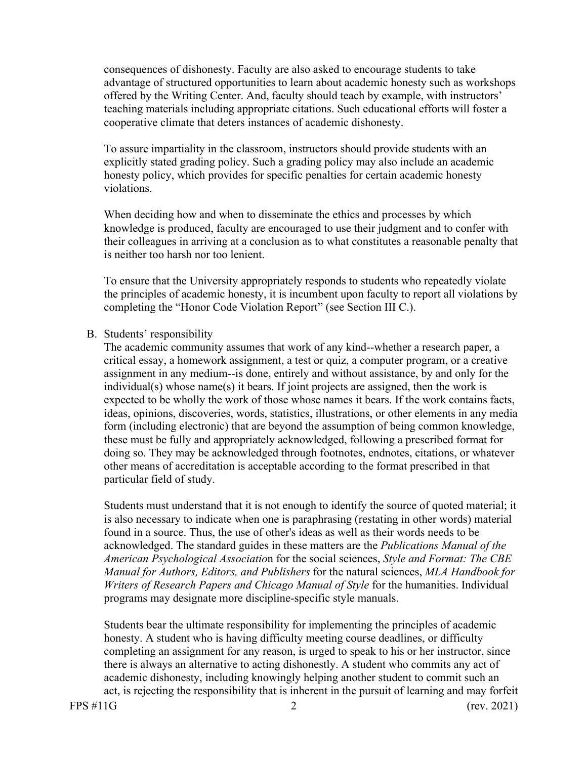consequences of dishonesty. Faculty are also asked to encourage students to take advantage of structured opportunities to learn about academic honesty such as workshops offered by the Writing Center. And, faculty should teach by example, with instructors' teaching materials including appropriate citations. Such educational efforts will foster a cooperative climate that deters instances of academic dishonesty.

To assure impartiality in the classroom, instructors should provide students with an explicitly stated grading policy. Such a grading policy may also include an academic honesty policy, which provides for specific penalties for certain academic honesty violations.

When deciding how and when to disseminate the ethics and processes by which knowledge is produced, faculty are encouraged to use their judgment and to confer with their colleagues in arriving at a conclusion as to what constitutes a reasonable penalty that is neither too harsh nor too lenient.

To ensure that the University appropriately responds to students who repeatedly violate the principles of academic honesty, it is incumbent upon faculty to report all violations by completing the "Honor Code Violation Report" (see Section III C.).

B. Students' responsibility

The academic community assumes that work of any kind--whether a research paper, a critical essay, a homework assignment, a test or quiz, a computer program, or a creative assignment in any medium--is done, entirely and without assistance, by and only for the individual(s) whose name(s) it bears. If joint projects are assigned, then the work is expected to be wholly the work of those whose names it bears. If the work contains facts, ideas, opinions, discoveries, words, statistics, illustrations, or other elements in any media form (including electronic) that are beyond the assumption of being common knowledge, these must be fully and appropriately acknowledged, following a prescribed format for doing so. They may be acknowledged through footnotes, endnotes, citations, or whatever other means of accreditation is acceptable according to the format prescribed in that particular field of study.

Students must understand that it is not enough to identify the source of quoted material; it is also necessary to indicate when one is paraphrasing (restating in other words) material found in a source. Thus, the use of other's ideas as well as their words needs to be acknowledged. The standard guides in these matters are the *Publications Manual of the American Psychological Associatio*n for the social sciences, *Style and Format: The CBE Manual for Authors, Editors, and Publishers* for the natural sciences, *MLA Handbook for Writers of Research Papers and Chicago Manual of Style* for the humanities. Individual programs may designate more discipline-specific style manuals.

Students bear the ultimate responsibility for implementing the principles of academic honesty. A student who is having difficulty meeting course deadlines, or difficulty completing an assignment for any reason, is urged to speak to his or her instructor, since there is always an alternative to acting dishonestly. A student who commits any act of academic dishonesty, including knowingly helping another student to commit such an act, is rejecting the responsibility that is inherent in the pursuit of learning and may forfeit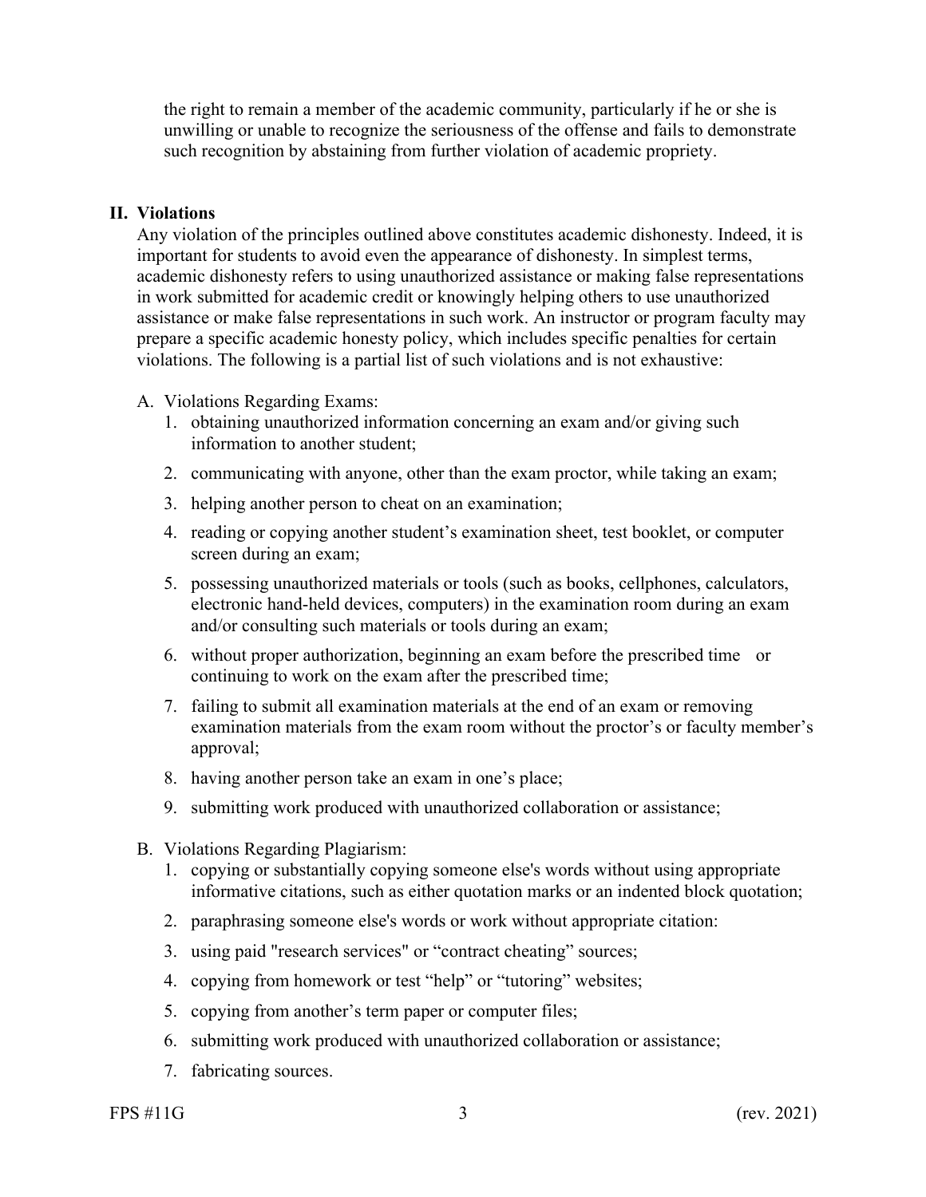the right to remain a member of the academic community, particularly if he or she is unwilling or unable to recognize the seriousness of the offense and fails to demonstrate such recognition by abstaining from further violation of academic propriety.

## II. Violations

Any violation of the principles outlined above constitutes academic dishonesty. Indeed, it is important for students to avoid even the appearance of dishonesty. In simplest terms, academic dishonesty refers to using unauthorized assistance or making false representations in work submitted for academic credit or knowingly helping others to use unauthorized assistance or make false representations in such work. An instructor or program faculty may prepare a specific academic honesty policy, which includes specific penalties for certain violations. The following is a partial list of such violations and is not exhaustive:

A. Violations Regarding Exams:

1. obtaining unauthorized information concerning an exam and/or giving such information to another student;
2. communicating with anyone, other than the exam proctor, while taking an exam;
3. helping another person to cheat on an examination;
4. reading or copying another student's examination sheet, test booklet, or computer screen during an exam;
5. possessing unauthorized materials or tools (such as books, cellphones, calculators, electronic hand-held devices, computers) in the examination room during an exam and/or consulting such materials or tools during an exam;
6. without proper authorization, beginning an exam before the prescribed time or continuing to work on the exam after the prescribed time;
7. failing to submit all examination materials at the end of an exam or removing examination materials from the exam room without the proctor's or faculty member's approval;
8. having another person take an exam in one's place;
9. submitting work produced with unauthorized collaboration or assistance;

B. Violations Regarding Plagiarism:

1. copying or substantially copying someone else's words without using appropriate informative citations, such as either quotation marks or an indented block quotation;
2. paraphrasing someone else's words or work without appropriate citation:
3. using paid "research services" or "contract cheating" sources;
4. copying from homework or test "help" or "tutoring" websites;
5. copying from another's term paper or computer files;
6. submitting work produced with unauthorized collaboration or assistance;
7. fabricating sources.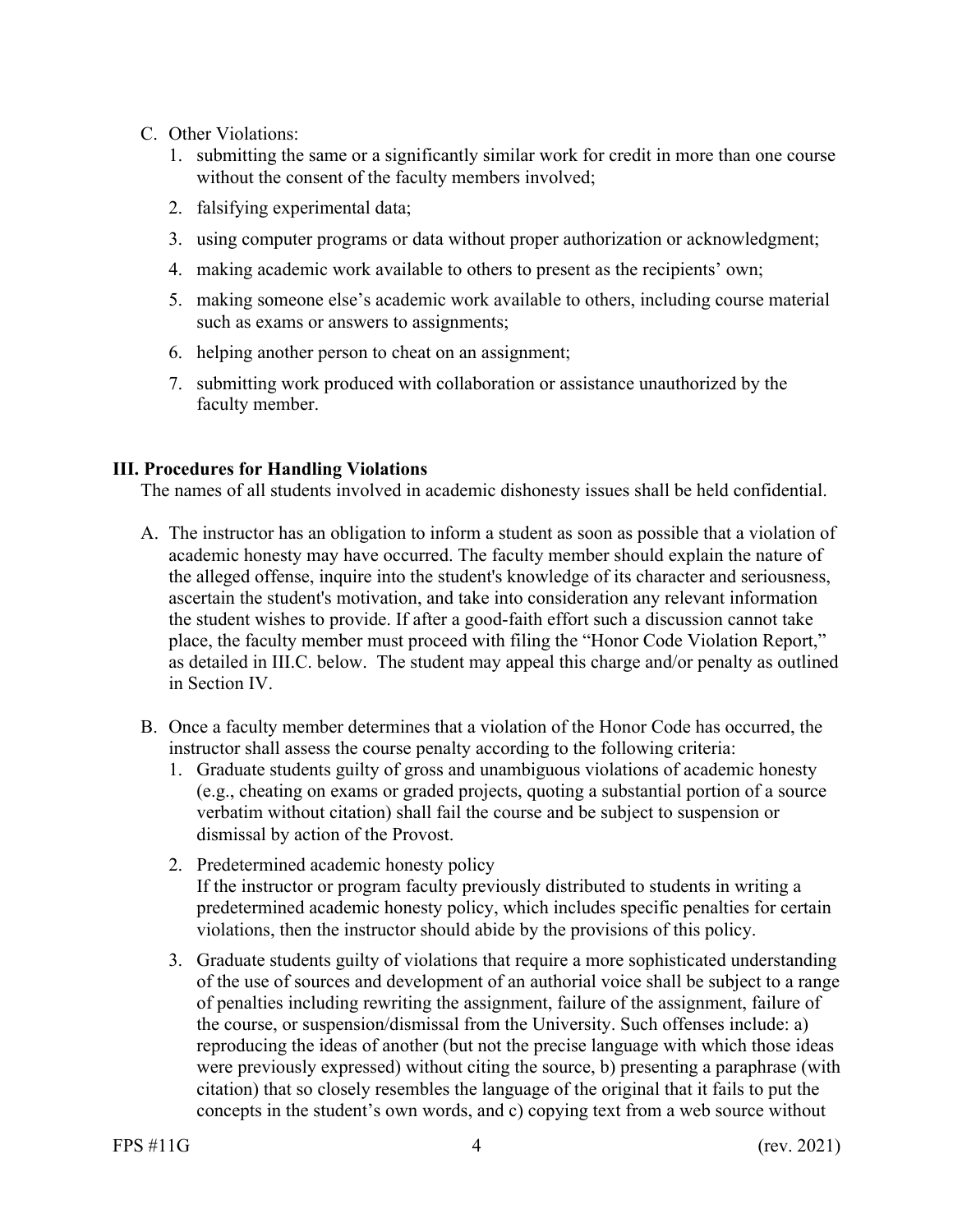C. Other Violations:
   1. submitting the same or a significantly similar work for credit in more than one course without the consent of the faculty members involved;
   2. falsifying experimental data;
   3. using computer programs or data without proper authorization or acknowledgment;
   4. making academic work available to others to present as the recipients' own;
   5. making someone else's academic work available to others, including course material such as exams or answers to assignments;
   6. helping another person to cheat on an assignment;
   7. submitting work produced with collaboration or assistance unauthorized by the faculty member.

### III. Procedures for Handling Violations

The names of all students involved in academic dishonesty issues shall be held confidential.

A. The instructor has an obligation to inform a student as soon as possible that a violation of academic honesty may have occurred. The faculty member should explain the nature of the alleged offense, inquire into the student's knowledge of its character and seriousness, ascertain the student's motivation, and take into consideration any relevant information the student wishes to provide. If after a good-faith effort such a discussion cannot take place, the faculty member must proceed with filing the "Honor Code Violation Report," as detailed in III.C. below. The student may appeal this charge and/or penalty as outlined in Section IV.

B. Once a faculty member determines that a violation of the Honor Code has occurred, the instructor shall assess the course penalty according to the following criteria:
   1. Graduate students guilty of gross and unambiguous violations of academic honesty (e.g., cheating on exams or graded projects, quoting a substantial portion of a source verbatim without citation) shall fail the course and be subject to suspension or dismissal by action of the Provost.
   2. Predetermined academic honesty policy
      If the instructor or program faculty previously distributed to students in writing a predetermined academic honesty policy, which includes specific penalties for certain violations, then the instructor should abide by the provisions of this policy.
   3. Graduate students guilty of violations that require a more sophisticated understanding of the use of sources and development of an authorial voice shall be subject to a range of penalties including rewriting the assignment, failure of the assignment, failure of the course, or suspension/dismissal from the University. Such offenses include: a) reproducing the ideas of another (but not the precise language with which those ideas were previously expressed) without citing the source, b) presenting a paraphrase (with citation) that so closely resembles the language of the original that it fails to put the concepts in the student's own words, and c) copying text from a web source without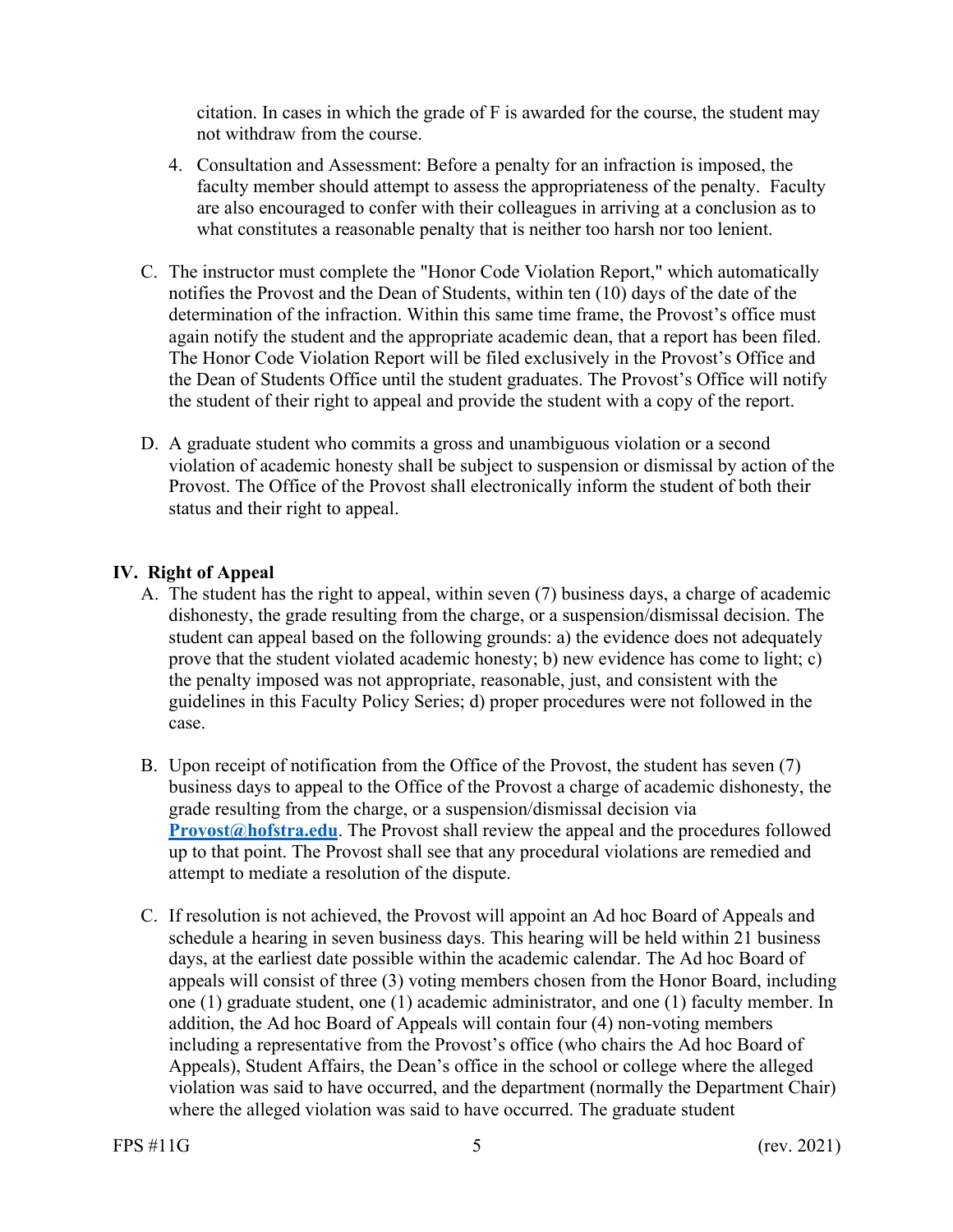citation. In cases in which the grade of F is awarded for the course, the student may not withdraw from the course.

4. Consultation and Assessment: Before a penalty for an infraction is imposed, the faculty member should attempt to assess the appropriateness of the penalty. Faculty are also encouraged to confer with their colleagues in arriving at a conclusion as to what constitutes a reasonable penalty that is neither too harsh nor too lenient.

C. The instructor must complete the "Honor Code Violation Report," which automatically notifies the Provost and the Dean of Students, within ten (10) days of the date of the determination of the infraction. Within this same time frame, the Provost's office must again notify the student and the appropriate academic dean, that a report has been filed. The Honor Code Violation Report will be filed exclusively in the Provost's Office and the Dean of Students Office until the student graduates. The Provost's Office will notify the student of their right to appeal and provide the student with a copy of the report.

D. A graduate student who commits a gross and unambiguous violation or a second violation of academic honesty shall be subject to suspension or dismissal by action of the Provost. The Office of the Provost shall electronically inform the student of both their status and their right to appeal.

## IV. Right of Appeal

A. The student has the right to appeal, within seven (7) business days, a charge of academic dishonesty, the grade resulting from the charge, or a suspension/dismissal decision. The student can appeal based on the following grounds: a) the evidence does not adequately prove that the student violated academic honesty; b) new evidence has come to light; c) the penalty imposed was not appropriate, reasonable, just, and consistent with the guidelines in this Faculty Policy Series; d) proper procedures were not followed in the case.

B. Upon receipt of notification from the Office of the Provost, the student has seven (7) business days to appeal to the Office of the Provost a charge of academic dishonesty, the grade resulting from the charge, or a suspension/dismissal decision via **Provost@hofstra.edu**. The Provost shall review the appeal and the procedures followed up to that point. The Provost shall see that any procedural violations are remedied and attempt to mediate a resolution of the dispute.

C. If resolution is not achieved, the Provost will appoint an Ad hoc Board of Appeals and schedule a hearing in seven business days. This hearing will be held within 21 business days, at the earliest date possible within the academic calendar. The Ad hoc Board of appeals will consist of three (3) voting members chosen from the Honor Board, including one (1) graduate student, one (1) academic administrator, and one (1) faculty member. In addition, the Ad hoc Board of Appeals will contain four (4) non-voting members including a representative from the Provost's office (who chairs the Ad hoc Board of Appeals), Student Affairs, the Dean's office in the school or college where the alleged violation was said to have occurred, and the department (normally the Department Chair) where the alleged violation was said to have occurred. The graduate student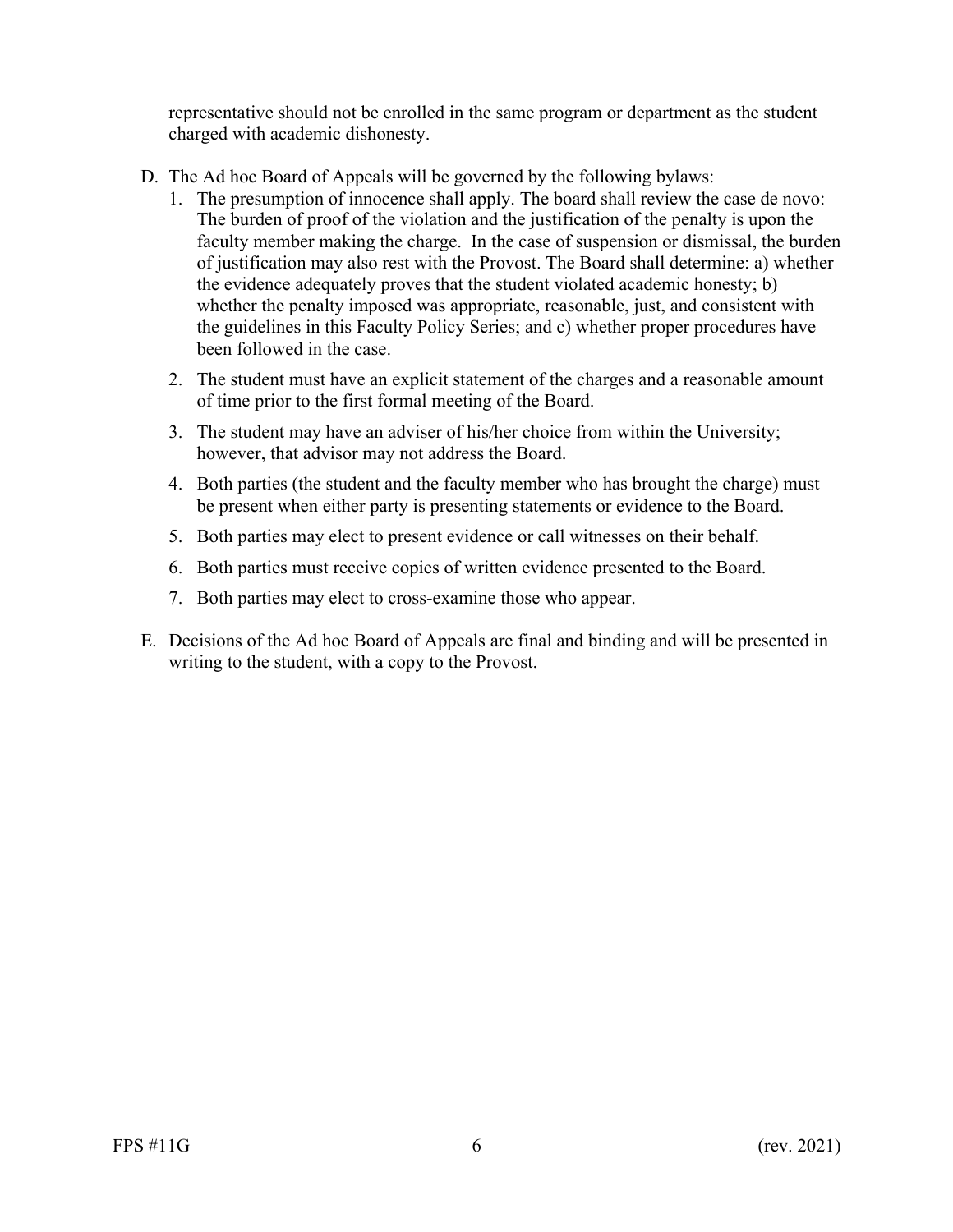representative should not be enrolled in the same program or department as the student charged with academic dishonesty.

D. The Ad hoc Board of Appeals will be governed by the following bylaws:
   1. The presumption of innocence shall apply. The board shall review the case de novo: The burden of proof of the violation and the justification of the penalty is upon the faculty member making the charge. In the case of suspension or dismissal, the burden of justification may also rest with the Provost. The Board shall determine: a) whether the evidence adequately proves that the student violated academic honesty; b) whether the penalty imposed was appropriate, reasonable, just, and consistent with the guidelines in this Faculty Policy Series; and c) whether proper procedures have been followed in the case.
   2. The student must have an explicit statement of the charges and a reasonable amount of time prior to the first formal meeting of the Board.
   3. The student may have an adviser of his/her choice from within the University; however, that advisor may not address the Board.
   4. Both parties (the student and the faculty member who has brought the charge) must be present when either party is presenting statements or evidence to the Board.
   5. Both parties may elect to present evidence or call witnesses on their behalf.
   6. Both parties must receive copies of written evidence presented to the Board.
   7. Both parties may elect to cross-examine those who appear.

E. Decisions of the Ad hoc Board of Appeals are final and binding and will be presented in writing to the student, with a copy to the Provost.